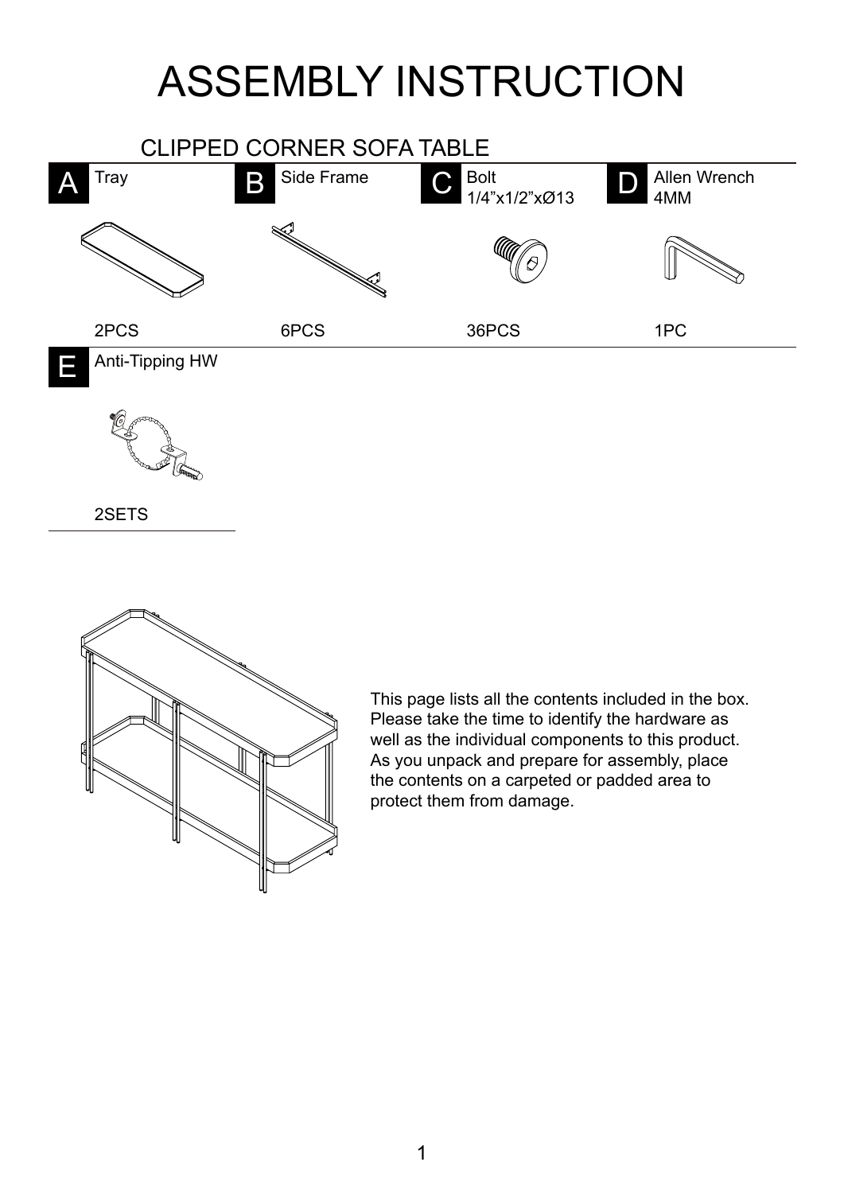# ASSEMBLY INSTRUCTION

## CLIPPED CORNER SOFA TABLE

| | Part | Quantity |
|---|---|---|
| A | Tray | 2PCS |
| B | Side Frame | 6PCS |
| C | Bolt 1/4”x1/2”xØ13 | 36PCS |
| D | Allen Wrench 4MM | 1PC |
| E | Anti-Tipping HW | 2SETS |

This page lists all the contents included in the box. Please take the time to identify the hardware as well as the individual components to this product. As you unpack and prepare for assembly, place the contents on a carpeted or padded area to protect them from damage.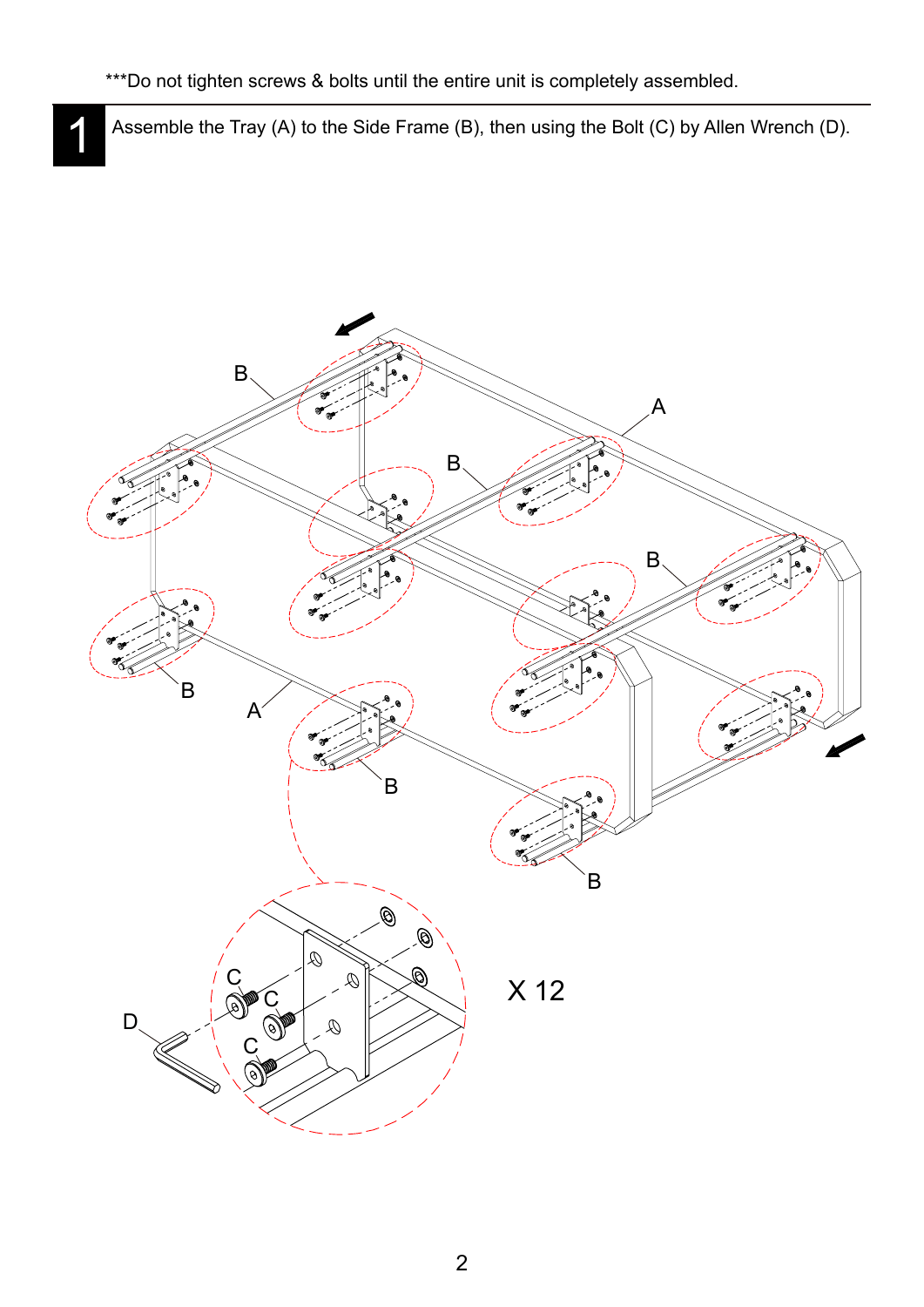***Do not tighten screws & bolts until the entire unit is completely assembled.

**1** Assemble the Tray (A) to the Side Frame (B), then using the Bolt (C) by Allen Wrench (D).

X 12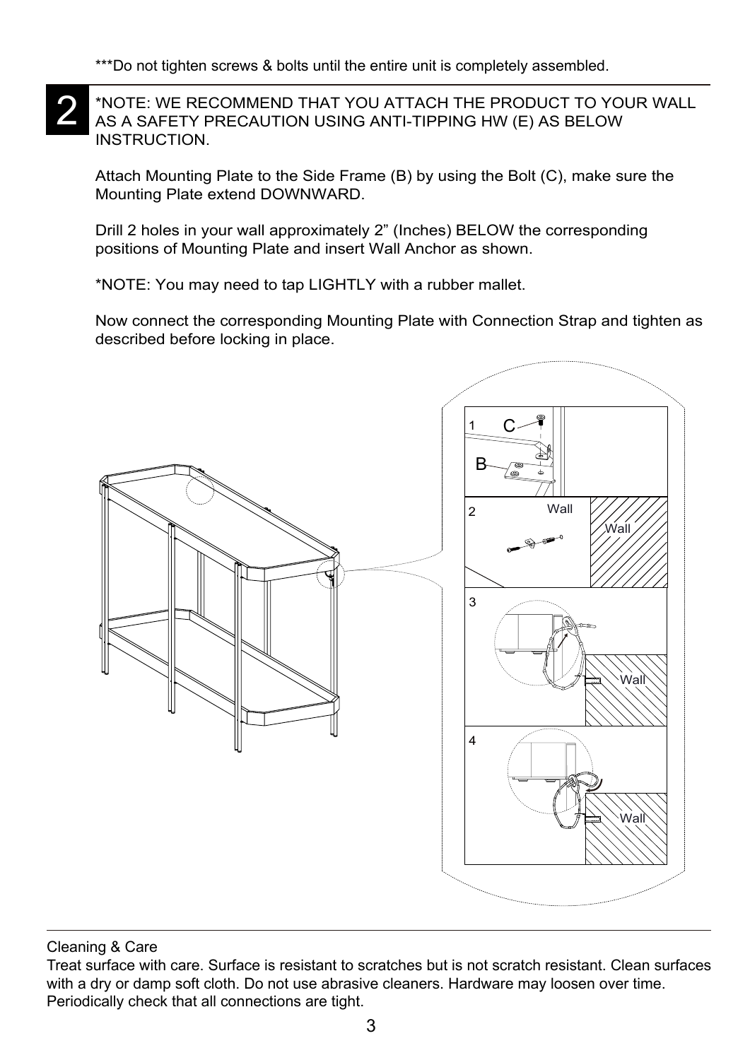***Do not tighten screws & bolts until the entire unit is completely assembled.

## 2

*NOTE: WE RECOMMEND THAT YOU ATTACH THE PRODUCT TO YOUR WALL AS A SAFETY PRECAUTION USING ANTI-TIPPING HW (E) AS BELOW INSTRUCTION.

Attach Mounting Plate to the Side Frame (B) by using the Bolt (C), make sure the Mounting Plate extend DOWNWARD.

Drill 2 holes in your wall approximately 2” (Inches) BELOW the corresponding positions of Mounting Plate and insert Wall Anchor as shown.

*NOTE: You may need to tap LIGHTLY with a rubber mallet.

Now connect the corresponding Mounting Plate with Connection Strap and tighten as described before locking in place.

1 C B

2 Wall Wall

3 Wall

4 Wall

Cleaning & Care

Treat surface with care. Surface is resistant to scratches but is not scratch resistant. Clean surfaces with a dry or damp soft cloth. Do not use abrasive cleaners. Hardware may loosen over time. Periodically check that all connections are tight.